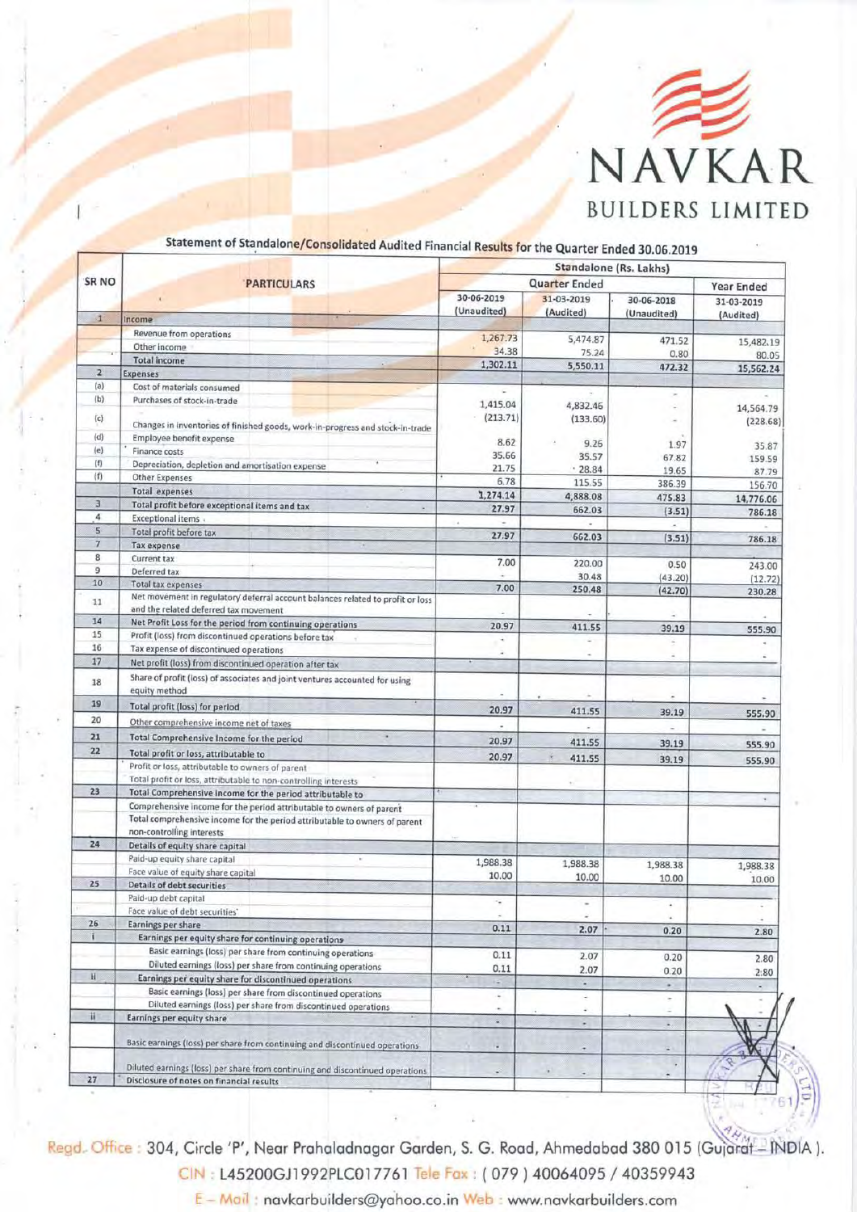# NAVKAR BUILDERS LIMITED

## Statement of Standalone/Consolidated Audited Financial Results for the Quarter Ended 30.06.2019

| SR NO | PARTICULARS | Standalone (Rs. Lakhs) | | | |
|---|---|---|---|---|---|
| | | Quarter Ended | | | Year Ended |
| | | 30-06-2019 (Unaudited) | 31-03-2019 (Audited) | 30-06-2018 (Unaudited) | 31-03-2019 (Audited) |
| 1 | Income | | | | |
| | Revenue from operations | 1,267.73 | 5,474.87 | 471.52 | 15,482.19 |
| | Other income | 34.38 | 75.24 | 0.80 | 80.05 |
| | Total income | 1,302.11 | 5,550.11 | 472.32 | 15,562.24 |
| 2 | Expenses | | | | |
| (a) | Cost of materials consumed | - | | - | - |
| (b) | Purchases of stock-in-trade | 1,415.04 | 4,832.46 | - | 14,564.79 |
| (c) | Changes in inventories of finished goods, work-in-progress and stock-in-trade | (213.71) | (133.60) | - | (228.68) |
| (d) | Employee benefit expense | 8.62 | 9.26 | 1.97 | 35.87 |
| (e) | Finance costs | 35.66 | 35.57 | 67.82 | 159.59 |
| (f) | Depreciation, depletion and amortisation expense | 21.75 | 28.84 | 19.65 | 87.79 |
| (f) | Other Expenses | 6.78 | 115.55 | 386.39 | 156.70 |
| | Total expenses | 1,274.14 | 4,888.08 | 475.83 | 14,776.06 |
| 3 | Total profit before exceptional items and tax | 27.97 | 662.03 | (3.51) | 786.18 |
| 4 | Exceptional items | - | - | | |
| 5 | Total profit before tax | 27.97 | 662.03 | (3.51) | 786.18 |
| 7 | Tax expense | | | | |
| 8 | Current tax | 7.00 | 220.00 | 0.50 | 243.00 |
| 9 | Deferred tax | - | 30.48 | (43.20) | (12.72) |
| 10 | Total tax expenses | 7.00 | 250.48 | (42.70) | 230.28 |
| 11 | Net movement in regulatory deferral account balances related to profit or loss and the related deferred tax movement | - | - | - | |
| 14 | Net Profit Loss for the period from continuing operations | 20.97 | 411.55 | 39.19 | 555.90 |
| 15 | Profit (loss) from discontinued operations before tax | - | - | - | - |
| 16 | Tax expense of discontinued operations | - | - | - | - |
| 17 | Net profit (loss) from discontinued operation after tax | | | | |
| 18 | Share of profit (loss) of associates and joint ventures accounted for using equity method | - | - | - | - |
| 19 | Total profit (loss) for period | 20.97 | 411.55 | 39.19 | 555.90 |
| 20 | Other comprehensive income net of taxes | - | | | - |
| 21 | Total Comprehensive Income for the period | 20.97 | 411.55 | 39.19 | 555.90 |
| 22 | Total profit or loss, attributable to | 20.97 | 411.55 | 39.19 | 555.90 |
| | Profit or loss, attributable to owners of parent | | | | |
| | Total profit or loss, attributable to non-controlling interests | | | | |
| 23 | Total Comprehensive income for the period attributable to | | | | |
| | Comprehensive income for the period attributable to owners of parent | | | | |
| | Total comprehensive income for the period attributable to owners of parent non-controlling interests | | | | |
| 24 | Details of equity share capital | | | | |
| | Paid-up equity share capital | 1,988.38 | 1,988.38 | 1,988.38 | 1,988.38 |
| | Face value of equity share capital | 10.00 | 10.00 | 10.00 | 10.00 |
| 25 | Details of debt securities | | | | |
| | Paid-up debt capital | - | - | - | - |
| | Face value of debt securities | - | - | - | - |
| 26 | Earnings per share | 0.11 | 2.07 | 0.20 | 2.80 |
| i | Earnings per equity share for continuing operations | | | | |
| | Basic earnings (loss) per share from continuing operations | 0.11 | 2.07 | 0.20 | 2.80 |
| | Diluted earnings (loss) per share from continuing operations | 0.11 | 2.07 | 0.20 | 2.80 |
| ii | Earnings per equity share for discontinued operations | - | - | - | - |
| | Basic earnings (loss) per share from discontinued operations | - | - | - | - |
| | Diluted earnings (loss) per share from discontinued operations | - | - | - | - |
| ii | Earnings per equity share | - | - | - | - |
| | Basic earnings (loss) per share from continuing and discontinued operations | - | - | - | - |
| | Diluted earnings (loss) per share from continuing and discontinued operations | - | - | - | - |
| 27 | Disclosure of notes on financial results | | | | |

Regd. Office : 304, Circle 'P', Near Prahaladnagar Garden, S. G. Road, Ahmedabad 380 015 (Gujarat – INDIA ).
CIN : L45200GJ1992PLC017761 Tele Fax : ( 079 ) 40064095 / 40359943
E – Mail : navkarbuilders@yahoo.co.in Web : www.navkarbuilders.com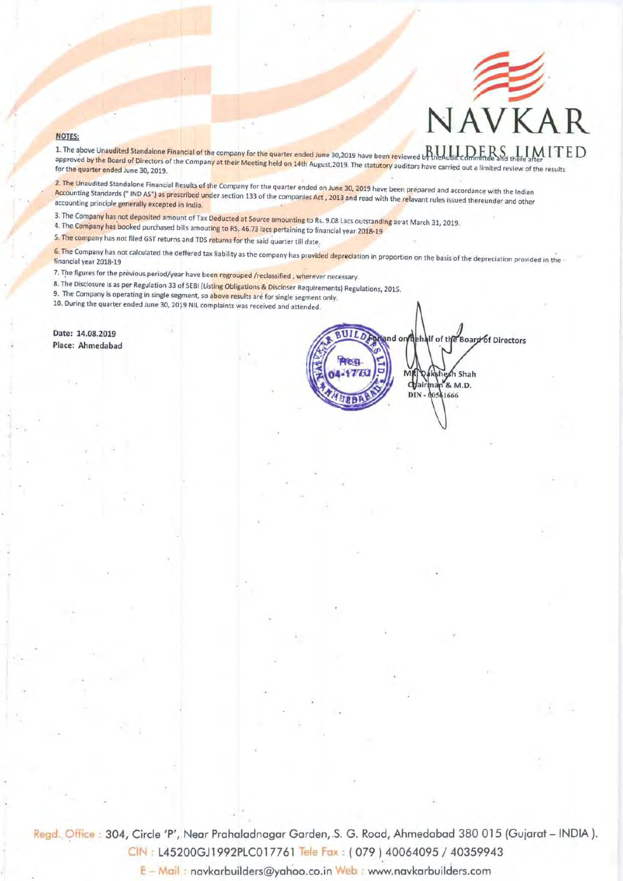# NAVKAR BUILDERS LIMITED

**NOTES:**

1. The above Unaudited Standalone Financial of the company for the quarter ended June 30,2019 have been reviewed by the Audit Committee and there after approved by the Board of Directors of the Company at their Meeting held on 14th August,2019. The statutory auditors have carried out a limited review of the results for the quarter ended June 30, 2019.

2. The Unaudited Standalone Financial Results of the Company for the quarter ended on June 30, 2019 have been prepared and accordance with the Indian Accounting Standards (" IND AS") as prescribed under section 133 of the companies Act , 2013 and read with the relavant rules issued thereunder and other accounting principle generally excepted in India.

3. The Company has not deposited amount of Tax Deducted at Source amounting to Rs. 9.08 Lacs outstanding as at March 31, 2019.

4. The Company has booked purchased bills amouting to RS. 46.73 lacs pertaining to financial year 2018-19

5. The company has not filed GST returns and TDS returns for the said quarter till date.

6. The Company has not calculated the deffered tax liability as the company has provided depreciation in proportion on the basis of the depreciation provided in the financial year 2018-19

7. The figures for the prévious period/year have been regrouped /reclassified , wherever necessary.

8. The Disclosure is as per Regulation 33 of SEBI (Listing Obligations & Discloser Requirements) Regulations, 2015.

9. The Company is operating in single segment, so above results aré for single segment only.

10. During the quarter ended June 30, 2019 NIL complaints was received and attended.

**Date: 14.08.2019**
**Place: Ahmedabad**

For and on behalf of the Board of Directors

Mr. Dakshesh Shah
Chairman & M.D.
DIN - 00561666

Regd. Office : 304, Circle 'P', Near Prahaladnagar Garden, S. G. Road, Ahmedabad 380 015 (Gujarat – INDIA ).
CIN : L45200GJ1992PLC017761 Tele Fax : ( 079 ) 40064095 / 40359943
E – Mail : navkarbuilders@yahoo.co.in Web : www.navkarbuilders.com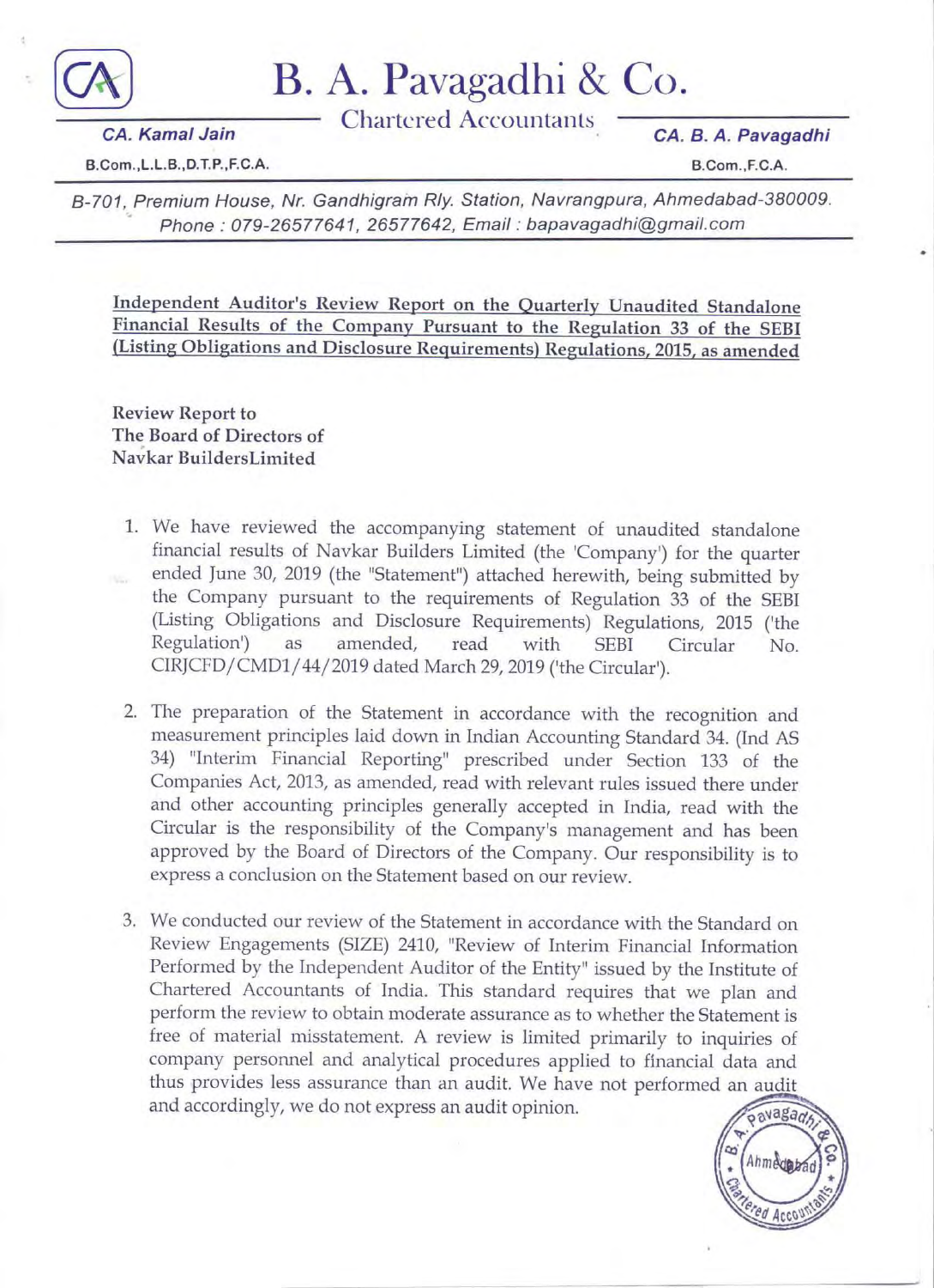# B. A. Pavagadhi & Co.

Chartered Accountants

**CA. Kamal Jain**
B.Com.,L.L.B.,D.T.P.,F.C.A.

**CA. B. A. Pavagadhi**
B.Com.,F.C.A.

*B-701, Premium House, Nr. Gandhigram Rly. Station, Navrangpura, Ahmedabad-380009.*
*Phone : 079-26577641, 26577642, Email : bapavagadhi@gmail.com*

**Independent Auditor's Review Report on the Quarterly Unaudited Standalone Financial Results of the Company Pursuant to the Regulation 33 of the SEBI (Listing Obligations and Disclosure Requirements) Regulations, 2015, as amended**

**Review Report to**
**The Board of Directors of**
**Navkar BuildersLimited**

1. We have reviewed the accompanying statement of unaudited standalone financial results of Navkar Builders Limited (the 'Company') for the quarter ended June 30, 2019 (the "Statement") attached herewith, being submitted by the Company pursuant to the requirements of Regulation 33 of the SEBI (Listing Obligations and Disclosure Requirements) Regulations, 2015 ('the Regulation') as amended, read with SEBI Circular No. CIRJCFD/CMD1/44/2019 dated March 29, 2019 ('the Circular').

2. The preparation of the Statement in accordance with the recognition and measurement principles laid down in Indian Accounting Standard 34. (Ind AS 34) "Interim Financial Reporting" prescribed under Section 133 of the Companies Act, 2013, as amended, read with relevant rules issued there under and other accounting principles generally accepted in India, read with the Circular is the responsibility of the Company's management and has been approved by the Board of Directors of the Company. Our responsibility is to express a conclusion on the Statement based on our review.

3. We conducted our review of the Statement in accordance with the Standard on Review Engagements (SIZE) 2410, "Review of Interim Financial Information Performed by the Independent Auditor of the Entity" issued by the Institute of Chartered Accountants of India. This standard requires that we plan and perform the review to obtain moderate assurance as to whether the Statement is free of material misstatement. A review is limited primarily to inquiries of company personnel and analytical procedures applied to financial data and thus provides less assurance than an audit. We have not performed an audit and accordingly, we do not express an audit opinion.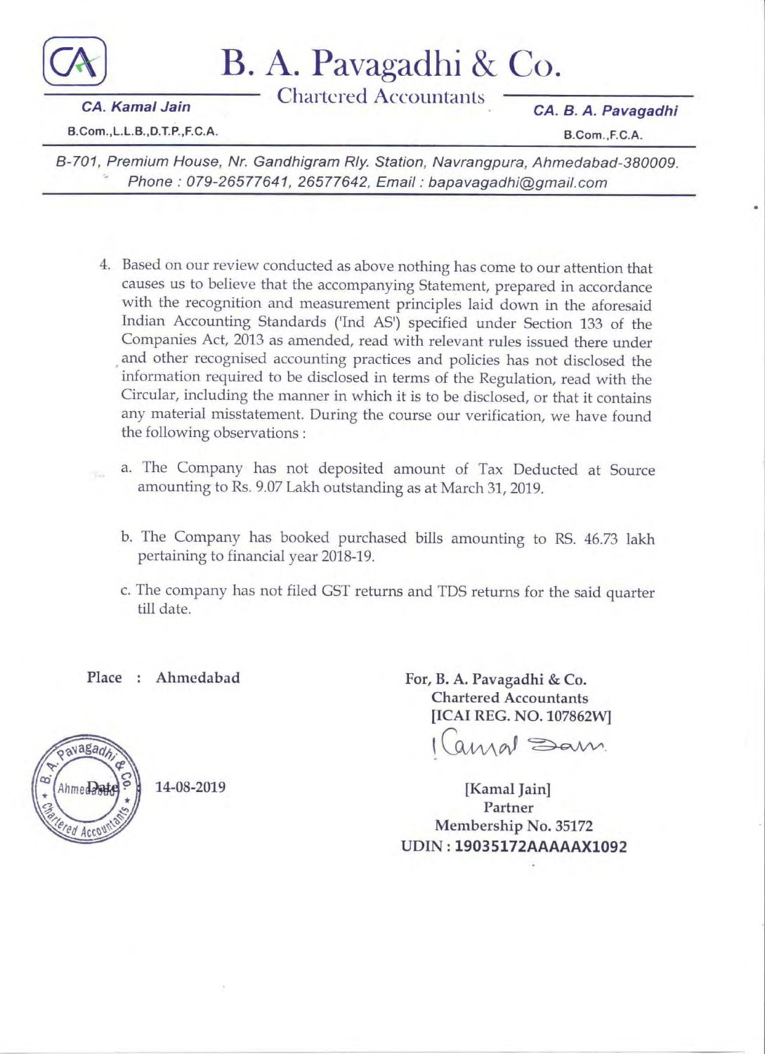# B. A. Pavagadhi & Co.

Chartered Accountants

**CA. Kamal Jain**
B.Com.,L.L.B.,D.T.P.,F.C.A.

**CA. B. A. Pavagadhi**
B.Com.,F.C.A.

*B-701, Premium House, Nr. Gandhigram Rly. Station, Navrangpura, Ahmedabad-380009.*
*Phone : 079-26577641, 26577642, Email : bapavagadhi@gmail.com*

4. Based on our review conducted as above nothing has come to our attention that causes us to believe that the accompanying Statement, prepared in accordance with the recognition and measurement principles laid down in the aforesaid Indian Accounting Standards ('Ind AS') specified under Section 133 of the Companies Act, 2013 as amended, read with relevant rules issued there under and other recognised accounting practices and policies has not disclosed the information required to be disclosed in terms of the Regulation, read with the Circular, including the manner in which it is to be disclosed, or that it contains any material misstatement. During the course our verification, we have found the following observations :

   a. The Company has not deposited amount of Tax Deducted at Source amounting to Rs. 9.07 Lakh outstanding as at March 31, 2019.

   b. The Company has booked purchased bills amounting to RS. 46.73 lakh pertaining to financial year 2018-19.

   c. The company has not filed GST returns and TDS returns for the said quarter till date.

**Place : Ahmedabad**

**Date : 14-08-2019**

**For, B. A. Pavagadhi & Co.**
**Chartered Accountants**
**[ICAI REG. NO. 107862W]**

[Kamal Jain]
Partner
Membership No. 35172
UDIN : **19035172AAAAAX1092**